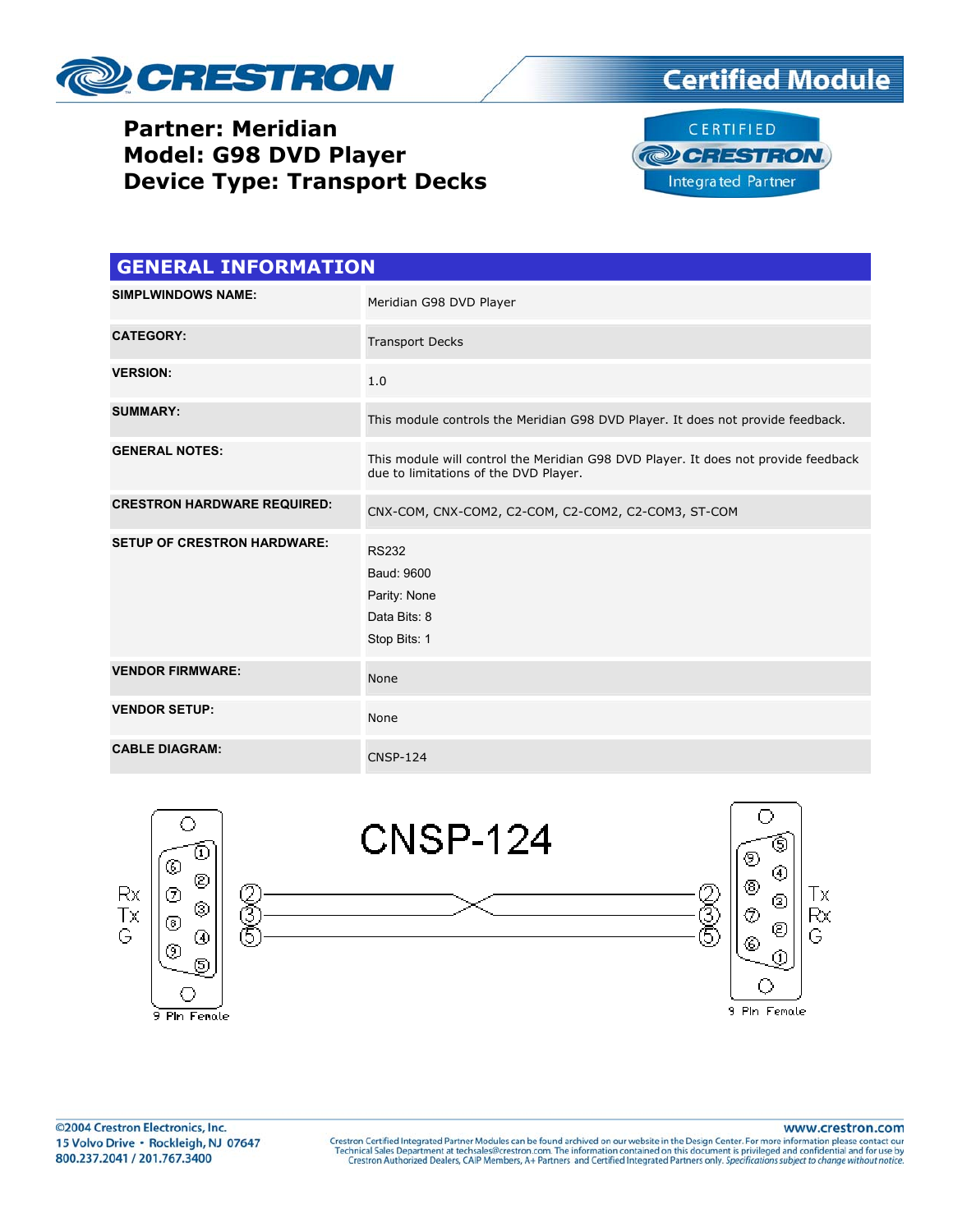# Partner: Meridian
# Model: G98 DVD Player
# Device Type: Transport Decks

## GENERAL INFORMATION

| | |
|---|---|
| **SIMPLWINDOWS NAME:** | Meridian G98 DVD Player |
| **CATEGORY:** | Transport Decks |
| **VERSION:** | 1.0 |
| **SUMMARY:** | This module controls the Meridian G98 DVD Player. It does not provide feedback. |
| **GENERAL NOTES:** | This module will control the Meridian G98 DVD Player. It does not provide feedback due to limitations of the DVD Player. |
| **CRESTRON HARDWARE REQUIRED:** | CNX-COM, CNX-COM2, C2-COM, C2-COM2, C2-COM3, ST-COM |
| **SETUP OF CRESTRON HARDWARE:** | RS232<br>Baud: 9600<br>Parity: None<br>Data Bits: 8<br>Stop Bits: 1 |
| **VENDOR FIRMWARE:** | None |
| **VENDOR SETUP:** | None |
| **CABLE DIAGRAM:** | CNSP-124 |

CNSP-124

| 9 Pin Female | | | 9 Pin Female |
|---|---|---|---|
| Rx | 2 | 3 | Rx |
| Tx | 3 | 2 | Tx |
| G | 5 | 5 | G |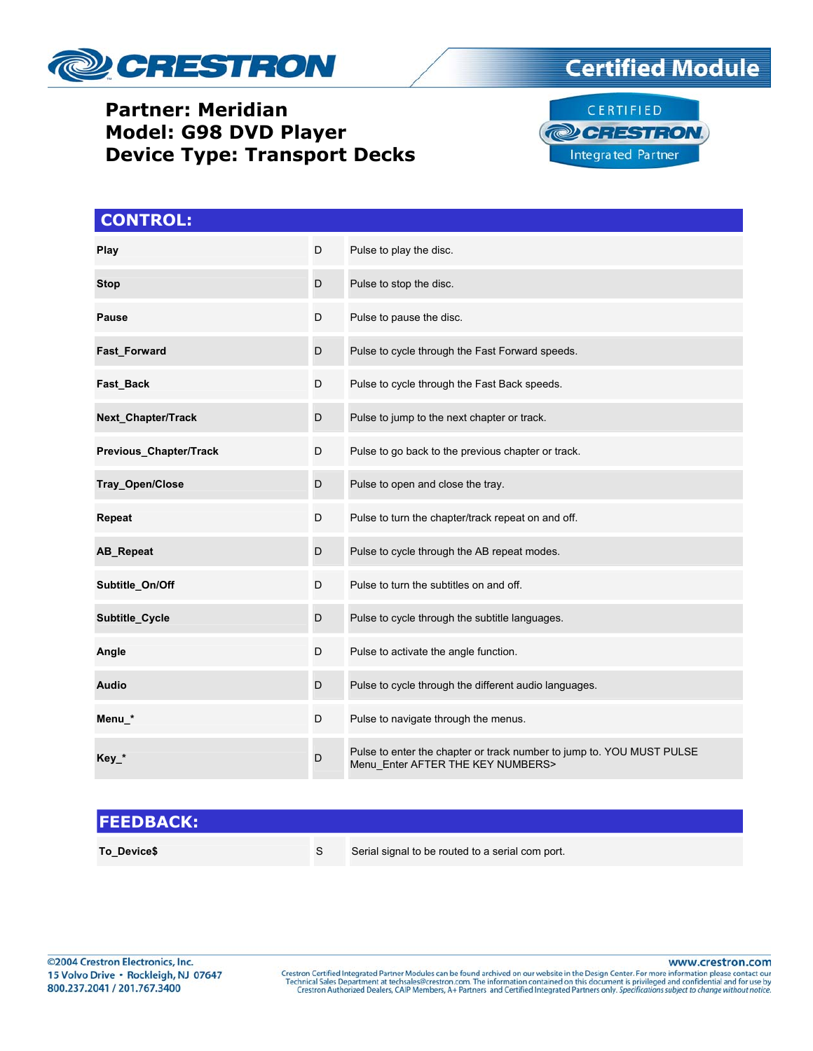# Partner: Meridian
# Model: G98 DVD Player
# Device Type: Transport Decks

## CONTROL:

| | | |
|---|---|---|
| **Play** | D | Pulse to play the disc. |
| **Stop** | D | Pulse to stop the disc. |
| **Pause** | D | Pulse to pause the disc. |
| **Fast_Forward** | D | Pulse to cycle through the Fast Forward speeds. |
| **Fast_Back** | D | Pulse to cycle through the Fast Back speeds. |
| **Next_Chapter/Track** | D | Pulse to jump to the next chapter or track. |
| **Previous_Chapter/Track** | D | Pulse to go back to the previous chapter or track. |
| **Tray_Open/Close** | D | Pulse to open and close the tray. |
| **Repeat** | D | Pulse to turn the chapter/track repeat on and off. |
| **AB_Repeat** | D | Pulse to cycle through the AB repeat modes. |
| **Subtitle_On/Off** | D | Pulse to turn the subtitles on and off. |
| **Subtitle_Cycle** | D | Pulse to cycle through the subtitle languages. |
| **Angle** | D | Pulse to activate the angle function. |
| **Audio** | D | Pulse to cycle through the different audio languages. |
| **Menu_*** | D | Pulse to navigate through the menus. |
| **Key_*** | D | Pulse to enter the chapter or track number to jump to. YOU MUST PULSE Menu_Enter AFTER THE KEY NUMBERS> |

## FEEDBACK:

| | | |
|---|---|---|
| **To_Device$** | S | Serial signal to be routed to a serial com port. |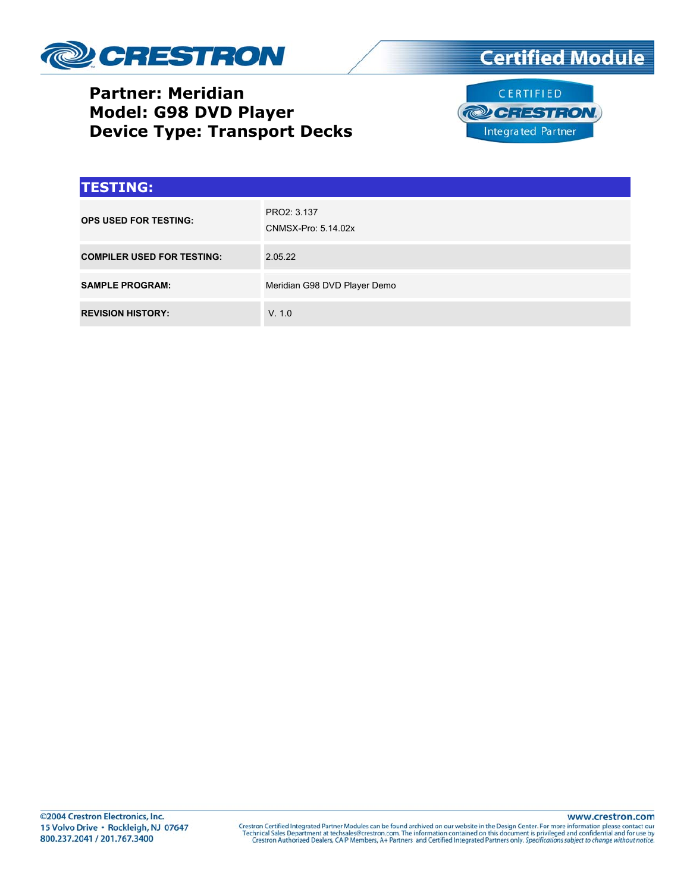**Partner: Meridian**
**Model: G98 DVD Player**
**Device Type: Transport Decks**

## TESTING:

| | |
|---|---|
| **OPS USED FOR TESTING:** | PRO2: 3.137<br>CNMSX-Pro: 5.14.02x |
| **COMPILER USED FOR TESTING:** | 2.05.22 |
| **SAMPLE PROGRAM:** | Meridian G98 DVD Player Demo |
| **REVISION HISTORY:** | V. 1.0 |